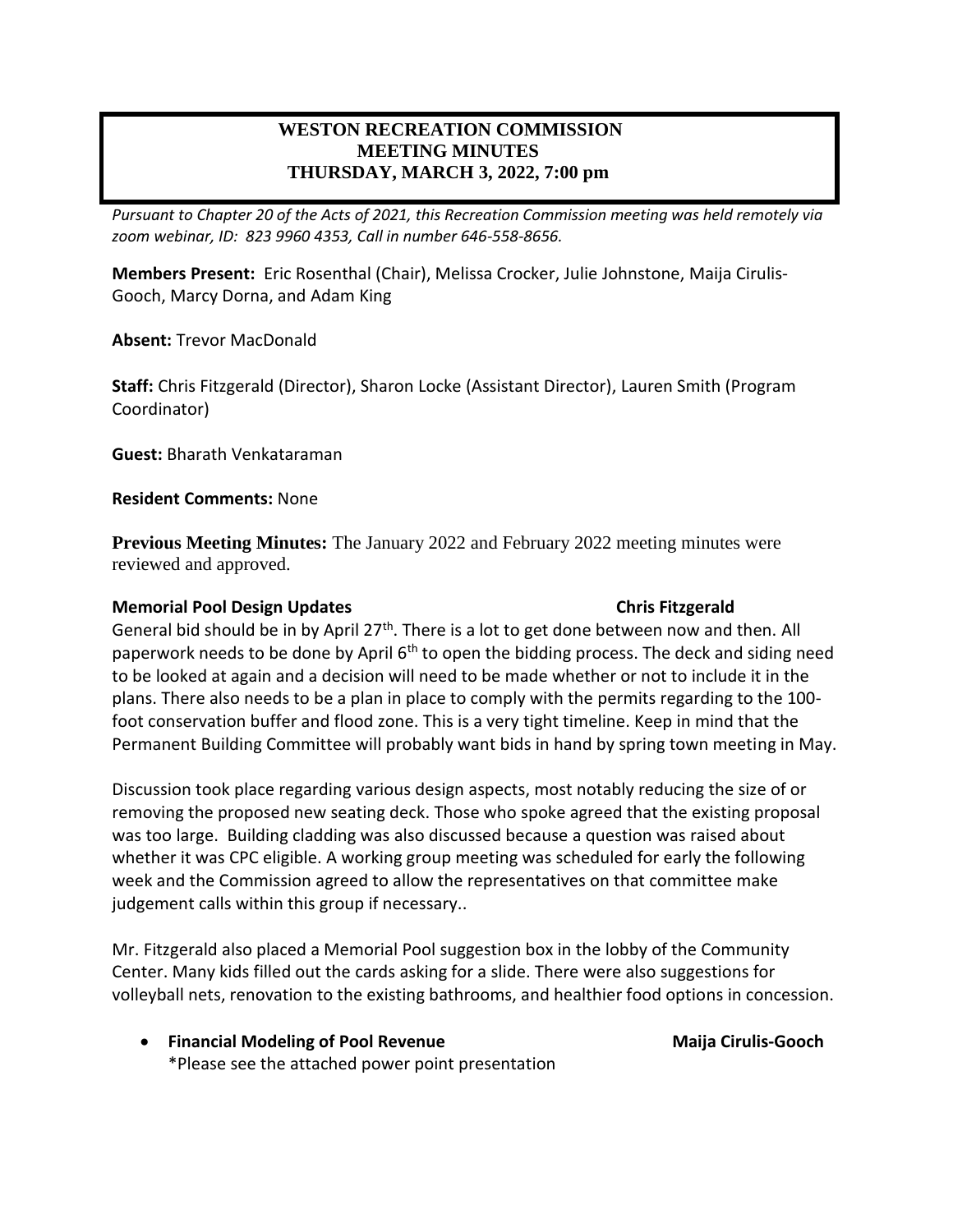# WESTON RECREATION COMMISSION
# MEETING MINUTES
# THURSDAY, MARCH 3, 2022, 7:00 pm

*Pursuant to Chapter 20 of the Acts of 2021, this Recreation Commission meeting was held remotely via zoom webinar, ID: 823 9960 4353, Call in number 646-558-8656.*

**Members Present:** Eric Rosenthal (Chair), Melissa Crocker, Julie Johnstone, Maija Cirulis-Gooch, Marcy Dorna, and Adam King

**Absent:** Trevor MacDonald

**Staff:** Chris Fitzgerald (Director), Sharon Locke (Assistant Director), Lauren Smith (Program Coordinator)

**Guest:** Bharath Venkataraman

**Resident Comments:** None

**Previous Meeting Minutes:** The January 2022 and February 2022 meeting minutes were reviewed and approved.

**Memorial Pool Design Updates** **Chris Fitzgerald**

General bid should be in by April 27th. There is a lot to get done between now and then. All paperwork needs to be done by April 6th to open the bidding process. The deck and siding need to be looked at again and a decision will need to be made whether or not to include it in the plans. There also needs to be a plan in place to comply with the permits regarding to the 100-foot conservation buffer and flood zone. This is a very tight timeline. Keep in mind that the Permanent Building Committee will probably want bids in hand by spring town meeting in May.

Discussion took place regarding various design aspects, most notably reducing the size of or removing the proposed new seating deck. Those who spoke agreed that the existing proposal was too large. Building cladding was also discussed because a question was raised about whether it was CPC eligible. A working group meeting was scheduled for early the following week and the Commission agreed to allow the representatives on that committee make judgement calls within this group if necessary..

Mr. Fitzgerald also placed a Memorial Pool suggestion box in the lobby of the Community Center. Many kids filled out the cards asking for a slide. There were also suggestions for volleyball nets, renovation to the existing bathrooms, and healthier food options in concession.

- **Financial Modeling of Pool Revenue** **Maija Cirulis-Gooch**
  *Please see the attached power point presentation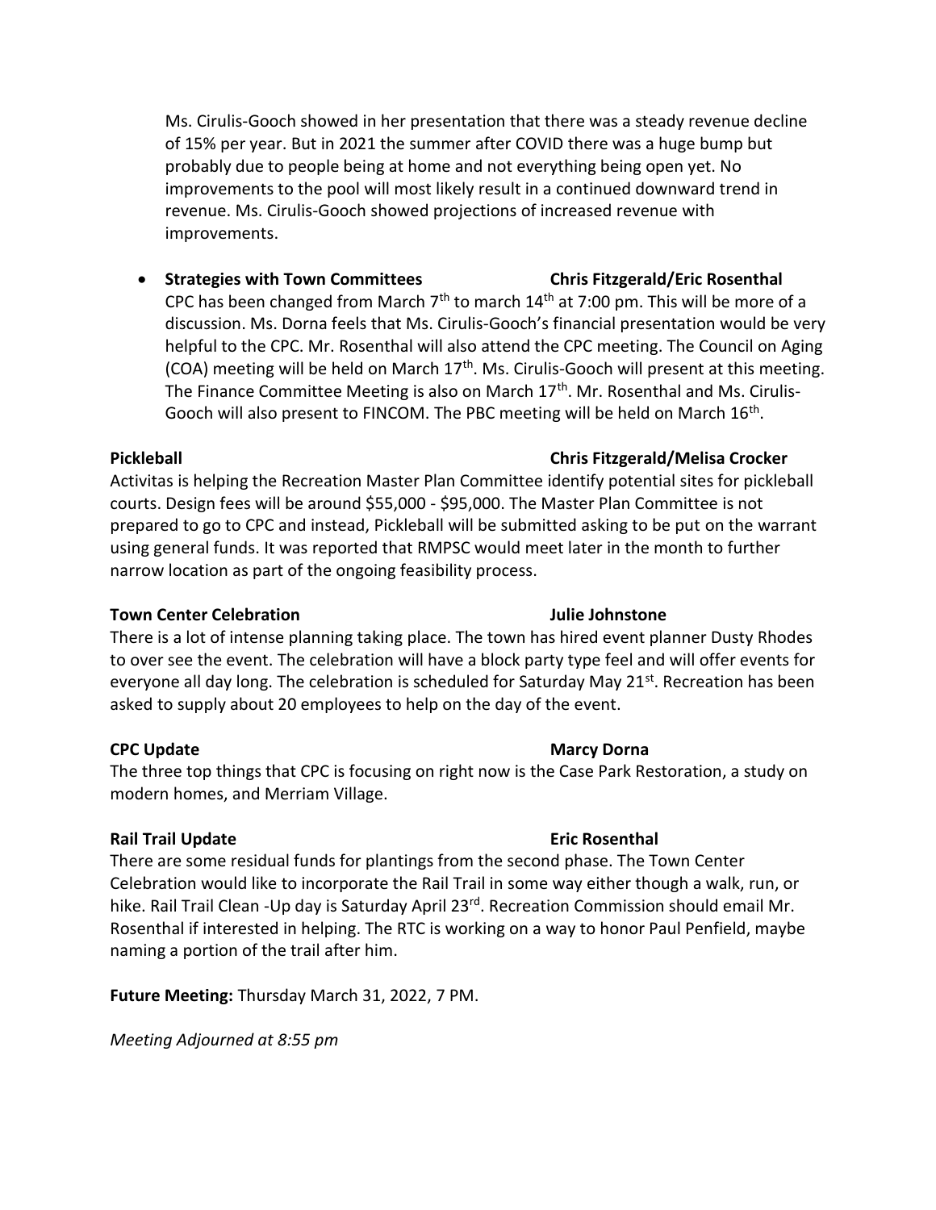Ms. Cirulis-Gooch showed in her presentation that there was a steady revenue decline of 15% per year. But in 2021 the summer after COVID there was a huge bump but probably due to people being at home and not everything being open yet. No improvements to the pool will most likely result in a continued downward trend in revenue. Ms. Cirulis-Gooch showed projections of increased revenue with improvements.

- **Strategies with Town Committees — Chris Fitzgerald/Eric Rosenthal**
  CPC has been changed from March 7th to march 14th at 7:00 pm. This will be more of a discussion. Ms. Dorna feels that Ms. Cirulis-Gooch's financial presentation would be very helpful to the CPC. Mr. Rosenthal will also attend the CPC meeting. The Council on Aging (COA) meeting will be held on March 17th. Ms. Cirulis-Gooch will present at this meeting. The Finance Committee Meeting is also on March 17th. Mr. Rosenthal and Ms. Cirulis-Gooch will also present to FINCOM. The PBC meeting will be held on March 16th.

**Pickleball — Chris Fitzgerald/Melisa Crocker**

Activitas is helping the Recreation Master Plan Committee identify potential sites for pickleball courts. Design fees will be around $55,000 - $95,000. The Master Plan Committee is not prepared to go to CPC and instead, Pickleball will be submitted asking to be put on the warrant using general funds. It was reported that RMPSC would meet later in the month to further narrow location as part of the ongoing feasibility process.

**Town Center Celebration — Julie Johnstone**

There is a lot of intense planning taking place. The town has hired event planner Dusty Rhodes to over see the event. The celebration will have a block party type feel and will offer events for everyone all day long. The celebration is scheduled for Saturday May 21st. Recreation has been asked to supply about 20 employees to help on the day of the event.

**CPC Update — Marcy Dorna**

The three top things that CPC is focusing on right now is the Case Park Restoration, a study on modern homes, and Merriam Village.

**Rail Trail Update — Eric Rosenthal**

There are some residual funds for plantings from the second phase. The Town Center Celebration would like to incorporate the Rail Trail in some way either though a walk, run, or hike. Rail Trail Clean -Up day is Saturday April 23rd. Recreation Commission should email Mr. Rosenthal if interested in helping. The RTC is working on a way to honor Paul Penfield, maybe naming a portion of the trail after him.

**Future Meeting:** Thursday March 31, 2022, 7 PM.

*Meeting Adjourned at 8:55 pm*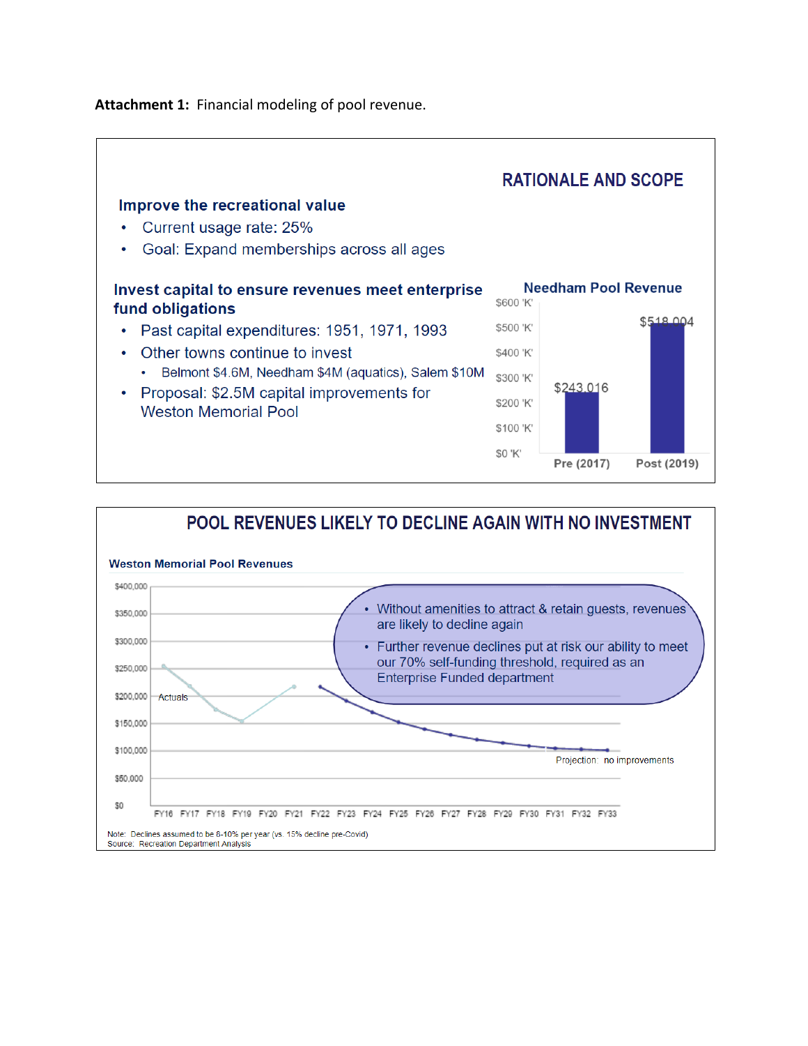**Attachment 1:** Financial modeling of pool revenue.

## RATIONALE AND SCOPE

### Improve the recreational value

- Current usage rate: 25%
- Goal: Expand memberships across all ages

### Invest capital to ensure revenues meet enterprise fund obligations

- Past capital expenditures: 1951, 1971, 1993
- Other towns continue to invest
  - Belmont $4.6M, Needham $4M (aquatics), Salem $10M
- Proposal: $2.5M capital improvements for Weston Memorial Pool

**Needham Pool Revenue**

| | Pre (2017) | Post (2019) |
|---|---|---|
| Revenue | $243,016 | $518,004 |

## POOL REVENUES LIKELY TO DECLINE AGAIN WITH NO INVESTMENT

**Weston Memorial Pool Revenues**

- Without amenities to attract & retain guests, revenues are likely to decline again
- Further revenue declines put at risk our ability to meet our 70% self-funding threshold, required as an Enterprise Funded department

Actuals: FY16–FY21

Projection: no improvements: FY22–FY33

Note: Declines assumed to be 6-10% per year (vs. 15% decline pre-Covid)
Source: Recreation Department Analysis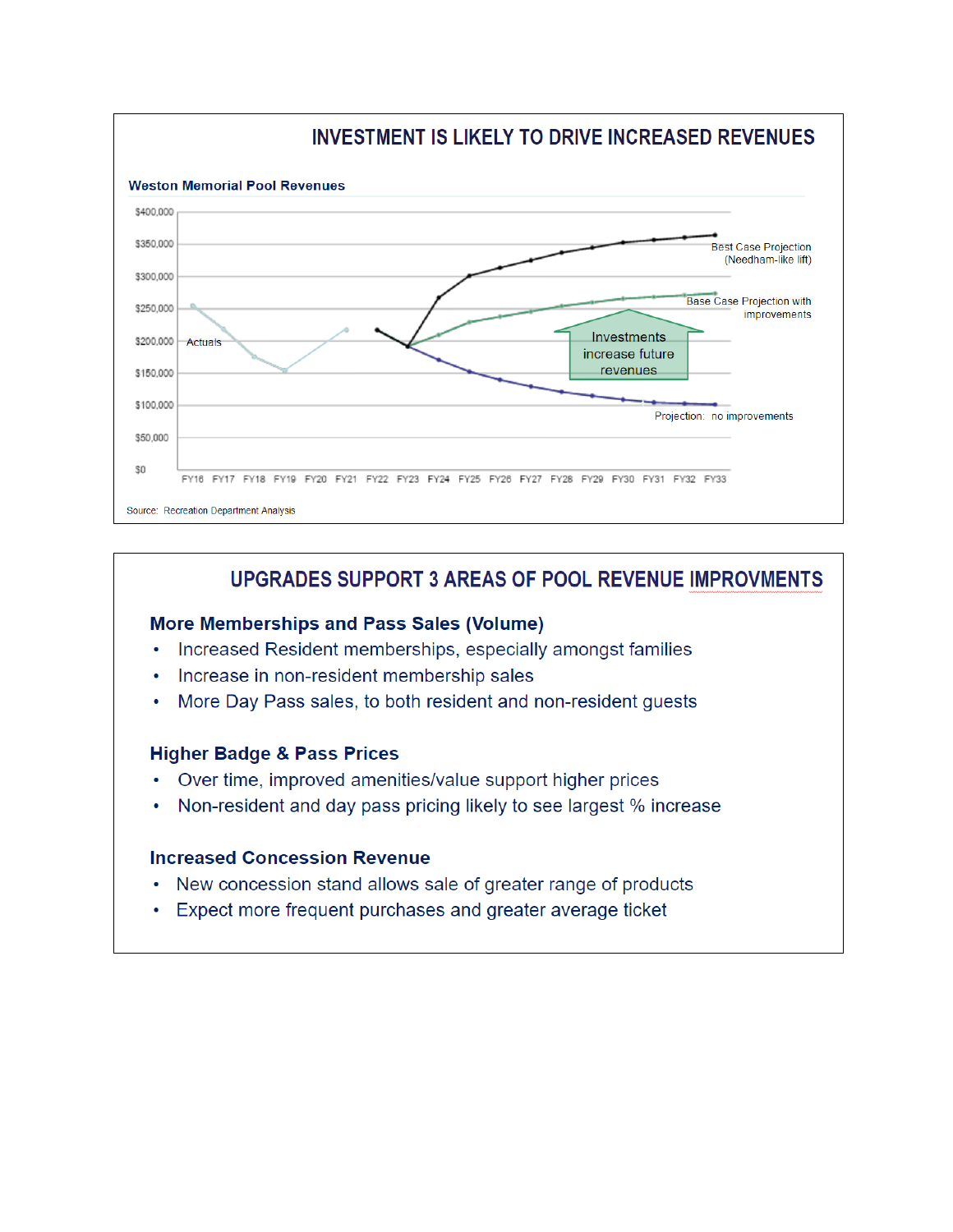## INVESTMENT IS LIKELY TO DRIVE INCREASED REVENUES

**Weston Memorial Pool Revenues**

$400,000
$350,000
$300,000
$250,000
$200,000
$150,000
$100,000
$50,000
$0

FY16 FY17 FY18 FY19 FY20 FY21 FY22 FY23 FY24 FY25 FY26 FY27 FY28 FY29 FY30 FY31 FY32 FY33

Actuals

Best Case Projection (Needham-like lift)

Base Case Projection with improvements

Investments increase future revenues

Projection: no improvements

Source: Recreation Department Analysis

## UPGRADES SUPPORT 3 AREAS OF POOL REVENUE IMPROVMENTS

### More Memberships and Pass Sales (Volume)

- Increased Resident memberships, especially amongst families
- Increase in non-resident membership sales
- More Day Pass sales, to both resident and non-resident guests

### Higher Badge & Pass Prices

- Over time, improved amenities/value support higher prices
- Non-resident and day pass pricing likely to see largest % increase

### Increased Concession Revenue

- New concession stand allows sale of greater range of products
- Expect more frequent purchases and greater average ticket